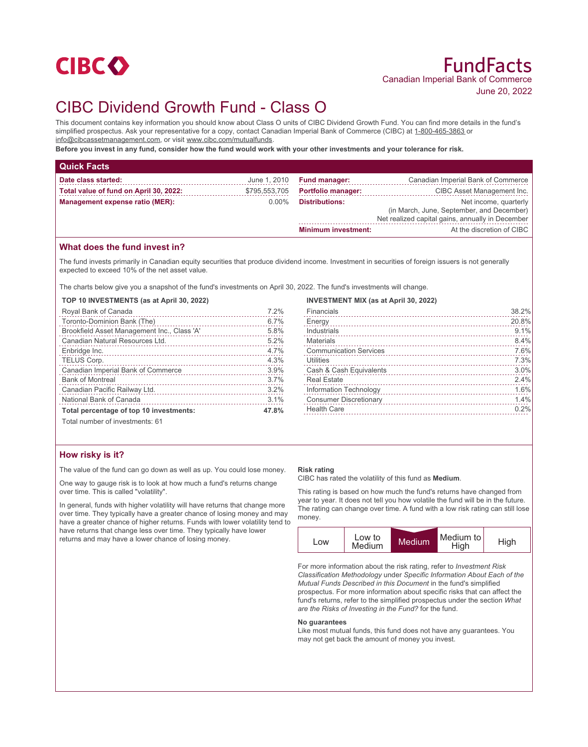CIBC

# FundFacts

Canadian Imperial Bank of Commerce

June 20, 2022

# CIBC Dividend Growth Fund - Class O

This document contains key information you should know about Class O units of CIBC Dividend Growth Fund. You can find more details in the fund's simplified prospectus. Ask your representative for a copy, contact Canadian Imperial Bank of Commerce (CIBC) at 1-800-465-3863 or info@cibcassetmanagement.com, or visit www.cibc.com/mutualfunds.

**Before you invest in any fund, consider how the fund would work with your other investments and your tolerance for risk.**

## Quick Facts

| | | | |
|---|---|---|---|
| **Date class started:** | June 1, 2010 | **Fund manager:** | Canadian Imperial Bank of Commerce |
| **Total value of fund on April 30, 2022:** | $795,553,705 | **Portfolio manager:** | CIBC Asset Management Inc. |
| **Management expense ratio (MER):** | 0.00% | **Distributions:** | Net income, quarterly (in March, June, September, and December) Net realized capital gains, annually in December |
| | | **Minimum investment:** | At the discretion of CIBC |

## What does the fund invest in?

The fund invests primarily in Canadian equity securities that produce dividend income. Investment in securities of foreign issuers is not generally expected to exceed 10% of the net asset value.

The charts below give you a snapshot of the fund's investments on April 30, 2022. The fund's investments will change.

**TOP 10 INVESTMENTS (as at April 30, 2022)**

| | |
|---|---|
| Royal Bank of Canada | 7.2% |
| Toronto-Dominion Bank (The) | 6.7% |
| Brookfield Asset Management Inc., Class 'A' | 5.8% |
| Canadian Natural Resources Ltd. | 5.2% |
| Enbridge Inc. | 4.7% |
| TELUS Corp. | 4.3% |
| Canadian Imperial Bank of Commerce | 3.9% |
| Bank of Montreal | 3.7% |
| Canadian Pacific Railway Ltd. | 3.2% |
| National Bank of Canada | 3.1% |
| **Total percentage of top 10 investments:** | **47.8%** |

Total number of investments: 61

**INVESTMENT MIX (as at April 30, 2022)**

| | |
|---|---|
| Financials | 38.2% |
| Energy | 20.8% |
| Industrials | 9.1% |
| Materials | 8.4% |
| Communication Services | 7.6% |
| Utilities | 7.3% |
| Cash & Cash Equivalents | 3.0% |
| Real Estate | 2.4% |
| Information Technology | 1.6% |
| Consumer Discretionary | 1.4% |
| Health Care | 0.2% |

## How risky is it?

The value of the fund can go down as well as up. You could lose money.

One way to gauge risk is to look at how much a fund's returns change over time. This is called "volatility".

In general, funds with higher volatility will have returns that change more over time. They typically have a greater chance of losing money and may have a greater chance of higher returns. Funds with lower volatility tend to have returns that change less over time. They typically have lower returns and may have a lower chance of losing money.

**Risk rating**

CIBC has rated the volatility of this fund as **Medium**.

This rating is based on how much the fund's returns have changed from year to year. It does not tell you how volatile the fund will be in the future. The rating can change over time. A fund with a low risk rating can still lose money.

| Low | Low to Medium | **Medium** | Medium to High | High |
|---|---|---|---|---|

For more information about the risk rating, refer to *Investment Risk Classification Methodology* under *Specific Information About Each of the Mutual Funds Described in this Document* in the fund's simplified prospectus. For more information about specific risks that can affect the fund's returns, refer to the simplified prospectus under the section *What are the Risks of Investing in the Fund?* for the fund.

**No guarantees**

Like most mutual funds, this fund does not have any guarantees. You may not get back the amount of money you invest.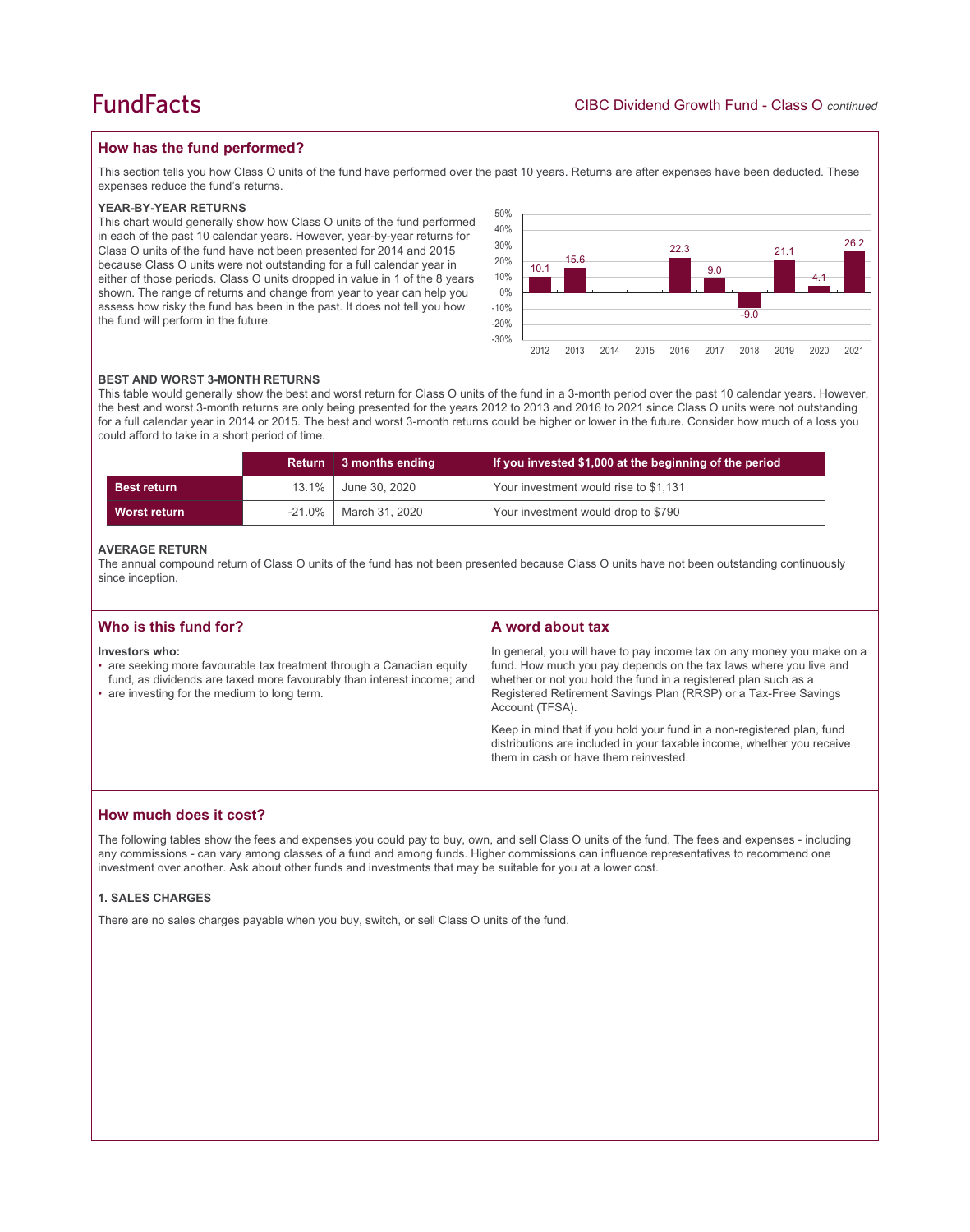## How has the fund performed?

This section tells you how Class O units of the fund have performed over the past 10 years. Returns are after expenses have been deducted. These expenses reduce the fund's returns.

### YEAR-BY-YEAR RETURNS

This chart would generally show how Class O units of the fund performed in each of the past 10 calendar years. However, year-by-year returns for Class O units of the fund have not been presented for 2014 and 2015 because Class O units were not outstanding for a full calendar year in either of those periods. Class O units dropped in value in 1 of the 8 years shown. The range of returns and change from year to year can help you assess how risky the fund has been in the past. It does not tell you how the fund will perform in the future.

| Year | 2012 | 2013 | 2014 | 2015 | 2016 | 2017 | 2018 | 2019 | 2020 | 2021 |
|---|---|---|---|---|---|---|---|---|---|---|
| Return (%) | 10.1 | 15.6 | | | 22.3 | 9.0 | -9.0 | 21.1 | 4.1 | 26.2 |

### BEST AND WORST 3-MONTH RETURNS

This table would generally show the best and worst return for Class O units of the fund in a 3-month period over the past 10 calendar years. However, the best and worst 3-month returns are only being presented for the years 2012 to 2013 and 2016 to 2021 since Class O units were not outstanding for a full calendar year in 2014 or 2015. The best and worst 3-month returns could be higher or lower in the future. Consider how much of a loss you could afford to take in a short period of time.

| | Return | 3 months ending | If you invested $1,000 at the beginning of the period |
|---|---|---|---|
| **Best return** | 13.1% | June 30, 2020 | Your investment would rise to $1,131 |
| **Worst return** | -21.0% | March 31, 2020 | Your investment would drop to $790 |

### AVERAGE RETURN

The annual compound return of Class O units of the fund has not been presented because Class O units have not been outstanding continuously since inception.

## Who is this fund for?

**Investors who:**

- are seeking more favourable tax treatment through a Canadian equity fund, as dividends are taxed more favourably than interest income; and
- are investing for the medium to long term.

## A word about tax

In general, you will have to pay income tax on any money you make on a fund. How much you pay depends on the tax laws where you live and whether or not you hold the fund in a registered plan such as a Registered Retirement Savings Plan (RRSP) or a Tax-Free Savings Account (TFSA).

Keep in mind that if you hold your fund in a non-registered plan, fund distributions are included in your taxable income, whether you receive them in cash or have them reinvested.

## How much does it cost?

The following tables show the fees and expenses you could pay to buy, own, and sell Class O units of the fund. The fees and expenses - including any commissions - can vary among classes of a fund and among funds. Higher commissions can influence representatives to recommend one investment over another. Ask about other funds and investments that may be suitable for you at a lower cost.

### 1. SALES CHARGES

There are no sales charges payable when you buy, switch, or sell Class O units of the fund.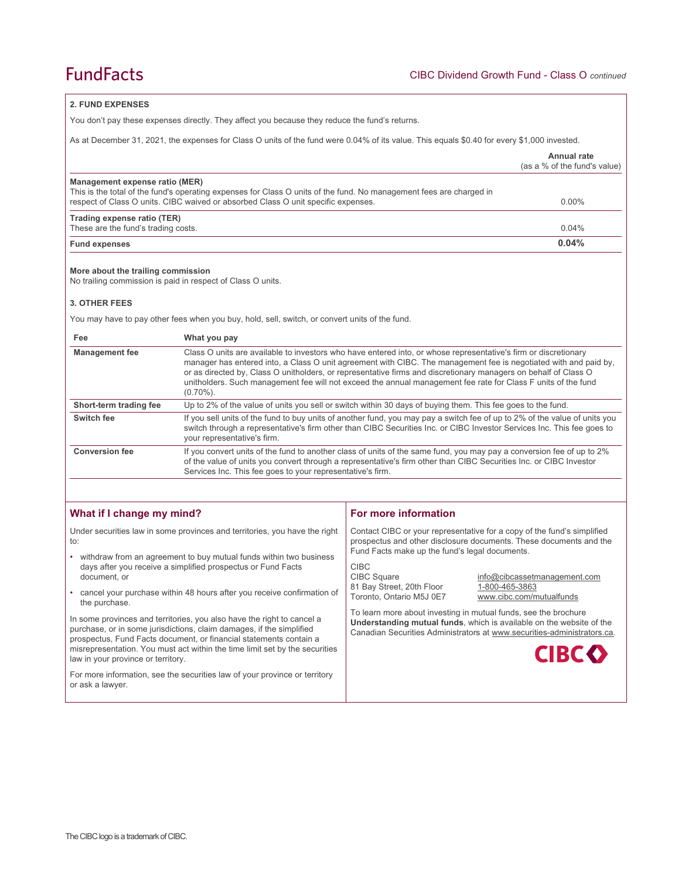## 2. FUND EXPENSES

You don't pay these expenses directly. They affect you because they reduce the fund's returns.

As at December 31, 2021, the expenses for Class O units of the fund were 0.04% of its value. This equals $0.40 for every $1,000 invested.

| | **Annual rate** (as a % of the fund's value) |
|---|---|
| **Management expense ratio (MER)**<br>This is the total of the fund's operating expenses for Class O units of the fund. No management fees are charged in respect of Class O units. CIBC waived or absorbed Class O unit specific expenses. | 0.00% |
| **Trading expense ratio (TER)**<br>These are the fund's trading costs. | 0.04% |
| **Fund expenses** | **0.04%** |

**More about the trailing commission**

No trailing commission is paid in respect of Class O units.

## 3. OTHER FEES

You may have to pay other fees when you buy, hold, sell, switch, or convert units of the fund.

| Fee | What you pay |
|---|---|
| **Management fee** | Class O units are available to investors who have entered into, or whose representative's firm or discretionary manager has entered into, a Class O unit agreement with CIBC. The management fee is negotiated with and paid by, or as directed by, Class O unitholders, or representative firms and discretionary managers on behalf of Class O unitholders. Such management fee will not exceed the annual management fee rate for Class F units of the fund (0.70%). |
| **Short-term trading fee** | Up to 2% of the value of units you sell or switch within 30 days of buying them. This fee goes to the fund. |
| **Switch fee** | If you sell units of the fund to buy units of another fund, you may pay a switch fee of up to 2% of the value of units you switch through a representative's firm other than CIBC Securities Inc. or CIBC Investor Services Inc. This fee goes to your representative's firm. |
| **Conversion fee** | If you convert units of the fund to another class of units of the same fund, you may pay a conversion fee of up to 2% of the value of units you convert through a representative's firm other than CIBC Securities Inc. or CIBC Investor Services Inc. This fee goes to your representative's firm. |

## What if I change my mind?

Under securities law in some provinces and territories, you have the right to:

- withdraw from an agreement to buy mutual funds within two business days after you receive a simplified prospectus or Fund Facts document, or
- cancel your purchase within 48 hours after you receive confirmation of the purchase.

In some provinces and territories, you also have the right to cancel a purchase, or in some jurisdictions, claim damages, if the simplified prospectus, Fund Facts document, or financial statements contain a misrepresentation. You must act within the time limit set by the securities law in your province or territory.

For more information, see the securities law of your province or territory or ask a lawyer.

## For more information

Contact CIBC or your representative for a copy of the fund's simplified prospectus and other disclosure documents. These documents and the Fund Facts make up the fund's legal documents.

CIBC
CIBC Square
81 Bay Street, 20th Floor
Toronto, Ontario M5J 0E7

info@cibcassetmanagement.com
1-800-465-3863
www.cibc.com/mutualfunds

To learn more about investing in mutual funds, see the brochure **Understanding mutual funds**, which is available on the website of the Canadian Securities Administrators at www.securities-administrators.ca.

The CIBC logo is a trademark of CIBC.